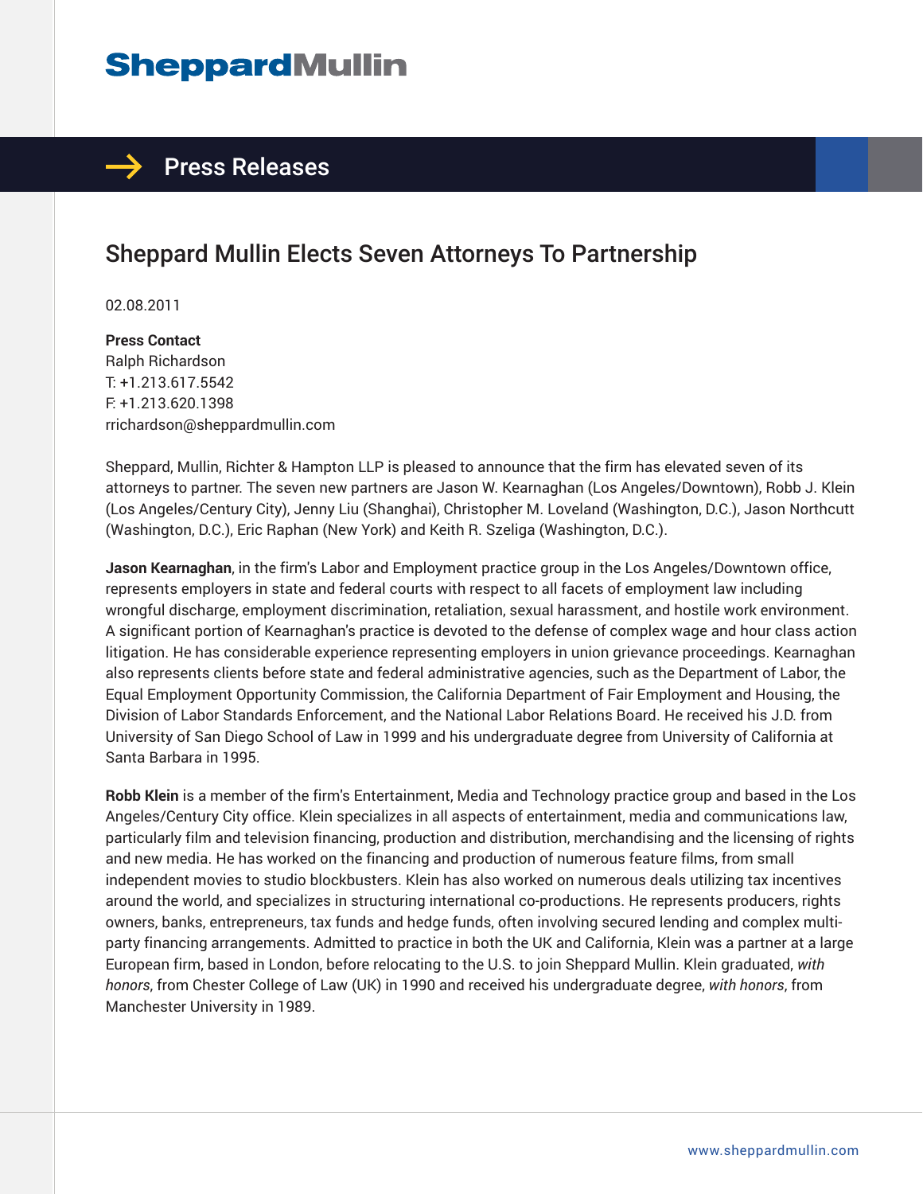# Sheppard Mullin

## Press Releases

# Sheppard Mullin Elects Seven Attorneys To Partnership

02.08.2011

**Press Contact**
Ralph Richardson
T: +1.213.617.5542
F: +1.213.620.1398
rrichardson@sheppardmullin.com

Sheppard, Mullin, Richter & Hampton LLP is pleased to announce that the firm has elevated seven of its attorneys to partner. The seven new partners are Jason W. Kearnaghan (Los Angeles/Downtown), Robb J. Klein (Los Angeles/Century City), Jenny Liu (Shanghai), Christopher M. Loveland (Washington, D.C.), Jason Northcutt (Washington, D.C.), Eric Raphan (New York) and Keith R. Szeliga (Washington, D.C.).

**Jason Kearnaghan**, in the firm's Labor and Employment practice group in the Los Angeles/Downtown office, represents employers in state and federal courts with respect to all facets of employment law including wrongful discharge, employment discrimination, retaliation, sexual harassment, and hostile work environment. A significant portion of Kearnaghan's practice is devoted to the defense of complex wage and hour class action litigation. He has considerable experience representing employers in union grievance proceedings. Kearnaghan also represents clients before state and federal administrative agencies, such as the Department of Labor, the Equal Employment Opportunity Commission, the California Department of Fair Employment and Housing, the Division of Labor Standards Enforcement, and the National Labor Relations Board. He received his J.D. from University of San Diego School of Law in 1999 and his undergraduate degree from University of California at Santa Barbara in 1995.

**Robb Klein** is a member of the firm's Entertainment, Media and Technology practice group and based in the Los Angeles/Century City office. Klein specializes in all aspects of entertainment, media and communications law, particularly film and television financing, production and distribution, merchandising and the licensing of rights and new media. He has worked on the financing and production of numerous feature films, from small independent movies to studio blockbusters. Klein has also worked on numerous deals utilizing tax incentives around the world, and specializes in structuring international co-productions. He represents producers, rights owners, banks, entrepreneurs, tax funds and hedge funds, often involving secured lending and complex multi-party financing arrangements. Admitted to practice in both the UK and California, Klein was a partner at a large European firm, based in London, before relocating to the U.S. to join Sheppard Mullin. Klein graduated, *with honors*, from Chester College of Law (UK) in 1990 and received his undergraduate degree, *with honors*, from Manchester University in 1989.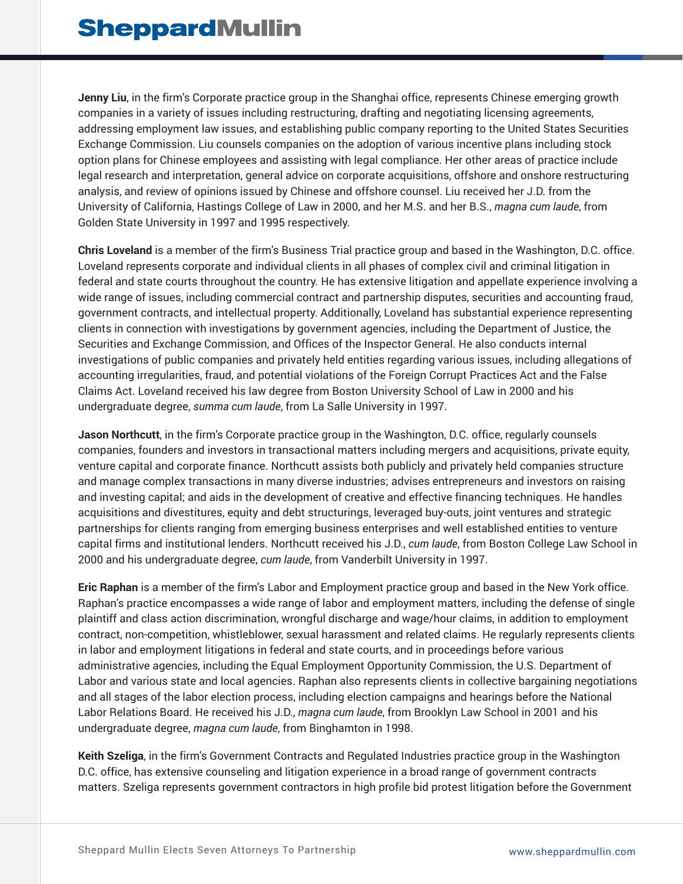**Jenny Liu**, in the firm's Corporate practice group in the Shanghai office, represents Chinese emerging growth companies in a variety of issues including restructuring, drafting and negotiating licensing agreements, addressing employment law issues, and establishing public company reporting to the United States Securities Exchange Commission. Liu counsels companies on the adoption of various incentive plans including stock option plans for Chinese employees and assisting with legal compliance. Her other areas of practice include legal research and interpretation, general advice on corporate acquisitions, offshore and onshore restructuring analysis, and review of opinions issued by Chinese and offshore counsel. Liu received her J.D. from the University of California, Hastings College of Law in 2000, and her M.S. and her B.S., *magna cum laude*, from Golden State University in 1997 and 1995 respectively.

**Chris Loveland** is a member of the firm's Business Trial practice group and based in the Washington, D.C. office. Loveland represents corporate and individual clients in all phases of complex civil and criminal litigation in federal and state courts throughout the country. He has extensive litigation and appellate experience involving a wide range of issues, including commercial contract and partnership disputes, securities and accounting fraud, government contracts, and intellectual property. Additionally, Loveland has substantial experience representing clients in connection with investigations by government agencies, including the Department of Justice, the Securities and Exchange Commission, and Offices of the Inspector General. He also conducts internal investigations of public companies and privately held entities regarding various issues, including allegations of accounting irregularities, fraud, and potential violations of the Foreign Corrupt Practices Act and the False Claims Act. Loveland received his law degree from Boston University School of Law in 2000 and his undergraduate degree, *summa cum laude*, from La Salle University in 1997.

**Jason Northcutt**, in the firm's Corporate practice group in the Washington, D.C. office, regularly counsels companies, founders and investors in transactional matters including mergers and acquisitions, private equity, venture capital and corporate finance. Northcutt assists both publicly and privately held companies structure and manage complex transactions in many diverse industries; advises entrepreneurs and investors on raising and investing capital; and aids in the development of creative and effective financing techniques. He handles acquisitions and divestitures, equity and debt structurings, leveraged buy-outs, joint ventures and strategic partnerships for clients ranging from emerging business enterprises and well established entities to venture capital firms and institutional lenders. Northcutt received his J.D., *cum laude*, from Boston College Law School in 2000 and his undergraduate degree, *cum laude*, from Vanderbilt University in 1997.

**Eric Raphan** is a member of the firm's Labor and Employment practice group and based in the New York office. Raphan's practice encompasses a wide range of labor and employment matters, including the defense of single plaintiff and class action discrimination, wrongful discharge and wage/hour claims, in addition to employment contract, non-competition, whistleblower, sexual harassment and related claims. He regularly represents clients in labor and employment litigations in federal and state courts, and in proceedings before various administrative agencies, including the Equal Employment Opportunity Commission, the U.S. Department of Labor and various state and local agencies. Raphan also represents clients in collective bargaining negotiations and all stages of the labor election process, including election campaigns and hearings before the National Labor Relations Board. He received his J.D., *magna cum laude*, from Brooklyn Law School in 2001 and his undergraduate degree, *magna cum laude*, from Binghamton in 1998.

**Keith Szeliga**, in the firm's Government Contracts and Regulated Industries practice group in the Washington D.C. office, has extensive counseling and litigation experience in a broad range of government contracts matters. Szeliga represents government contractors in high profile bid protest litigation before the Government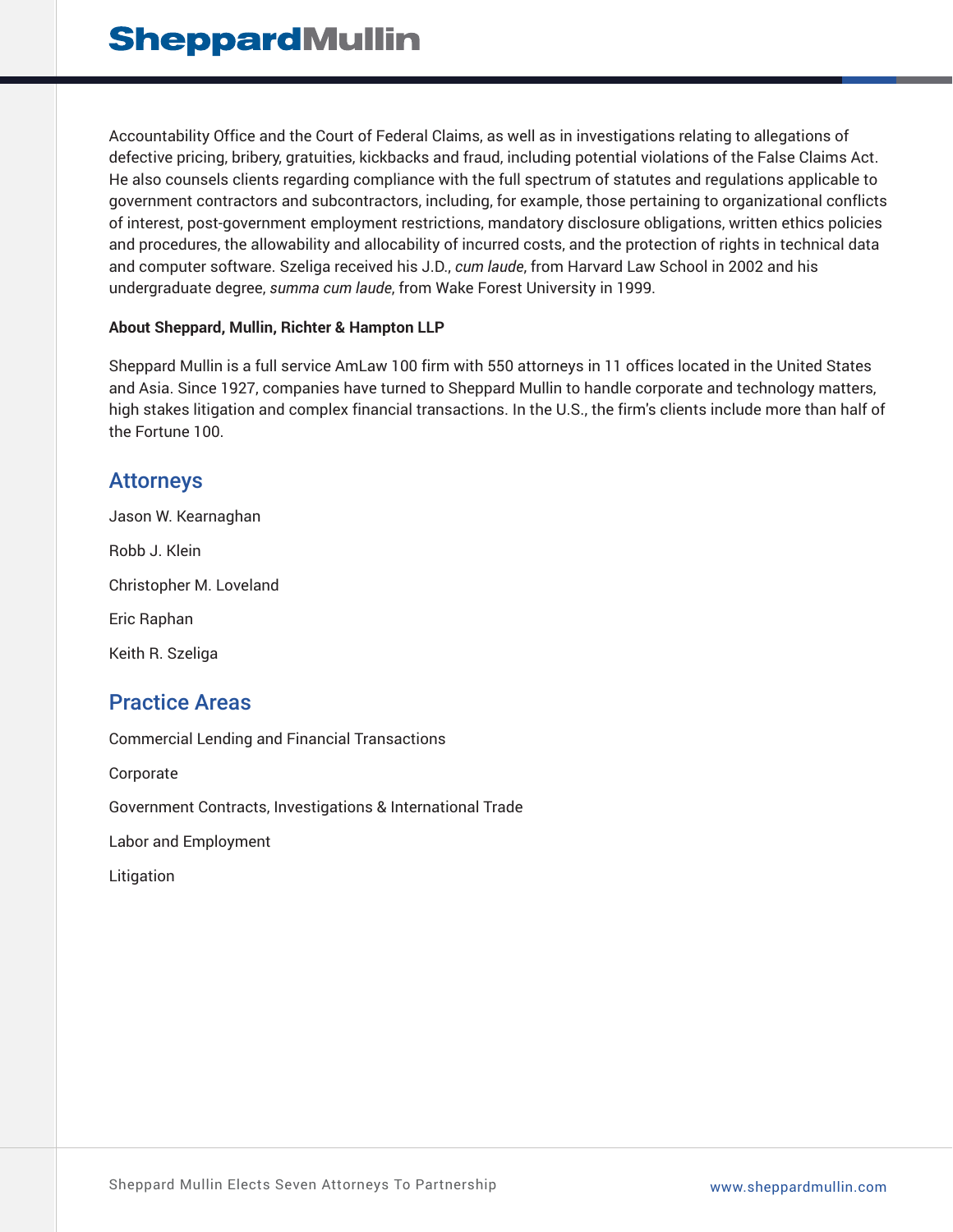Accountability Office and the Court of Federal Claims, as well as in investigations relating to allegations of defective pricing, bribery, gratuities, kickbacks and fraud, including potential violations of the False Claims Act. He also counsels clients regarding compliance with the full spectrum of statutes and regulations applicable to government contractors and subcontractors, including, for example, those pertaining to organizational conflicts of interest, post-government employment restrictions, mandatory disclosure obligations, written ethics policies and procedures, the allowability and allocability of incurred costs, and the protection of rights in technical data and computer software. Szeliga received his J.D., *cum laude*, from Harvard Law School in 2002 and his undergraduate degree, *summa cum laude*, from Wake Forest University in 1999.

**About Sheppard, Mullin, Richter & Hampton LLP**

Sheppard Mullin is a full service AmLaw 100 firm with 550 attorneys in 11 offices located in the United States and Asia. Since 1927, companies have turned to Sheppard Mullin to handle corporate and technology matters, high stakes litigation and complex financial transactions. In the U.S., the firm's clients include more than half of the Fortune 100.

## Attorneys

Jason W. Kearnaghan

Robb J. Klein

Christopher M. Loveland

Eric Raphan

Keith R. Szeliga

## Practice Areas

Commercial Lending and Financial Transactions

Corporate

Government Contracts, Investigations & International Trade

Labor and Employment

Litigation